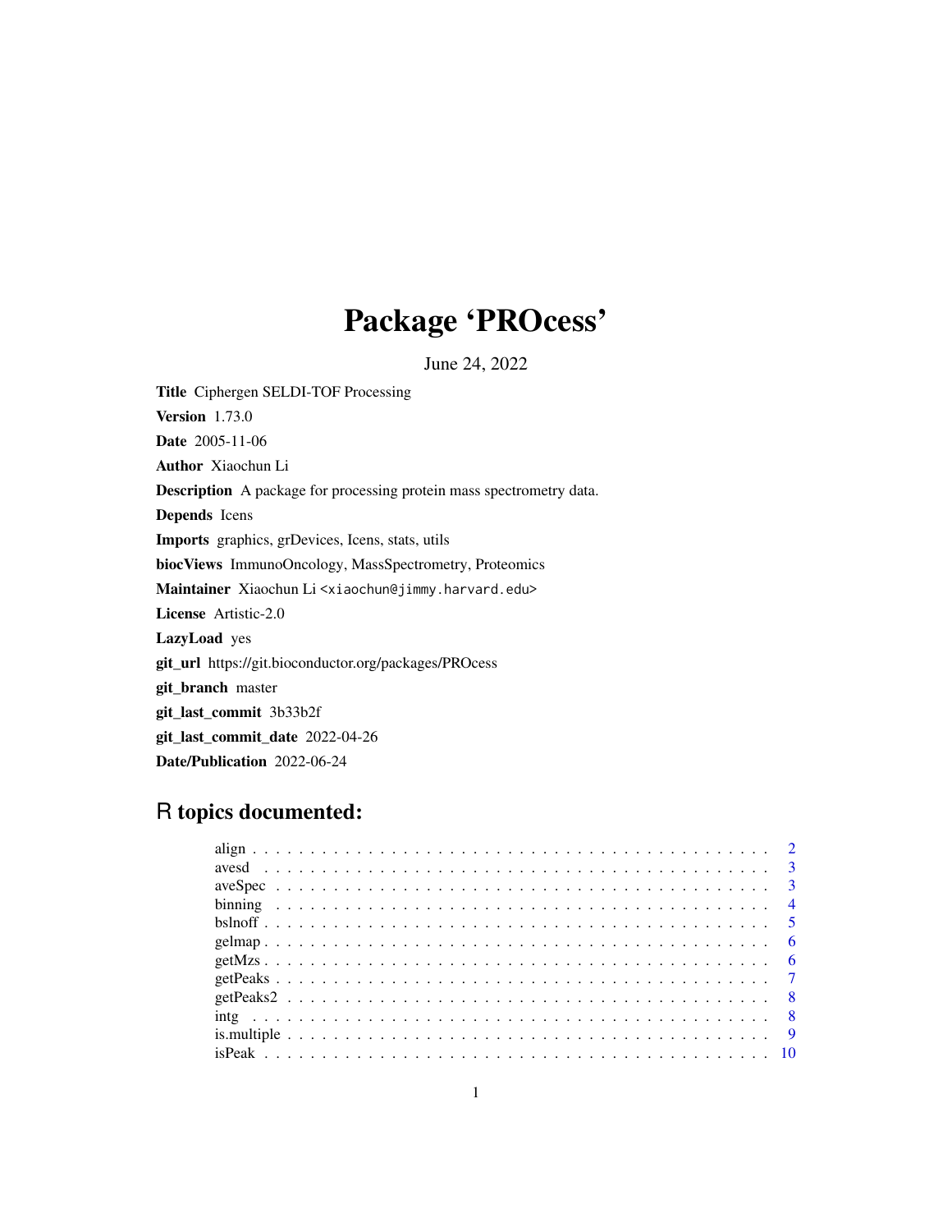# Package 'PROcess'

June 24, 2022

**Title** Ciphergen SELDI-TOF Processing

**Version** 1.73.0

**Date** 2005-11-06

**Author** Xiaochun Li

**Description** A package for processing protein mass spectrometry data.

**Depends** Icens

**Imports** graphics, grDevices, Icens, stats, utils

**biocViews** ImmunoOncology, MassSpectrometry, Proteomics

**Maintainer** Xiaochun Li <xiaochun@jimmy.harvard.edu>

**License** Artistic-2.0

**LazyLoad** yes

**git_url** https://git.bioconductor.org/packages/PROcess

**git_branch** master

**git_last_commit** 3b33b2f

**git_last_commit_date** 2022-04-26

**Date/Publication** 2022-06-24

## R topics documented:

- align . . . . . . . . . . . . . . . . . . . . . . . . . . . . . . . . . . . . . . . . . . . . . . 2
- avesd . . . . . . . . . . . . . . . . . . . . . . . . . . . . . . . . . . . . . . . . . . . . . . 3
- aveSpec . . . . . . . . . . . . . . . . . . . . . . . . . . . . . . . . . . . . . . . . . . . . . 3
- binning . . . . . . . . . . . . . . . . . . . . . . . . . . . . . . . . . . . . . . . . . . . . . 4
- bslnoff . . . . . . . . . . . . . . . . . . . . . . . . . . . . . . . . . . . . . . . . . . . . . 5
- gelmap . . . . . . . . . . . . . . . . . . . . . . . . . . . . . . . . . . . . . . . . . . . . . 6
- getMzs . . . . . . . . . . . . . . . . . . . . . . . . . . . . . . . . . . . . . . . . . . . . . 6
- getPeaks . . . . . . . . . . . . . . . . . . . . . . . . . . . . . . . . . . . . . . . . . . . . 7
- getPeaks2 . . . . . . . . . . . . . . . . . . . . . . . . . . . . . . . . . . . . . . . . . . . 8
- intg . . . . . . . . . . . . . . . . . . . . . . . . . . . . . . . . . . . . . . . . . . . . . . 8
- is.multiple . . . . . . . . . . . . . . . . . . . . . . . . . . . . . . . . . . . . . . . . . . 9
- isPeak . . . . . . . . . . . . . . . . . . . . . . . . . . . . . . . . . . . . . . . . . . . . . 10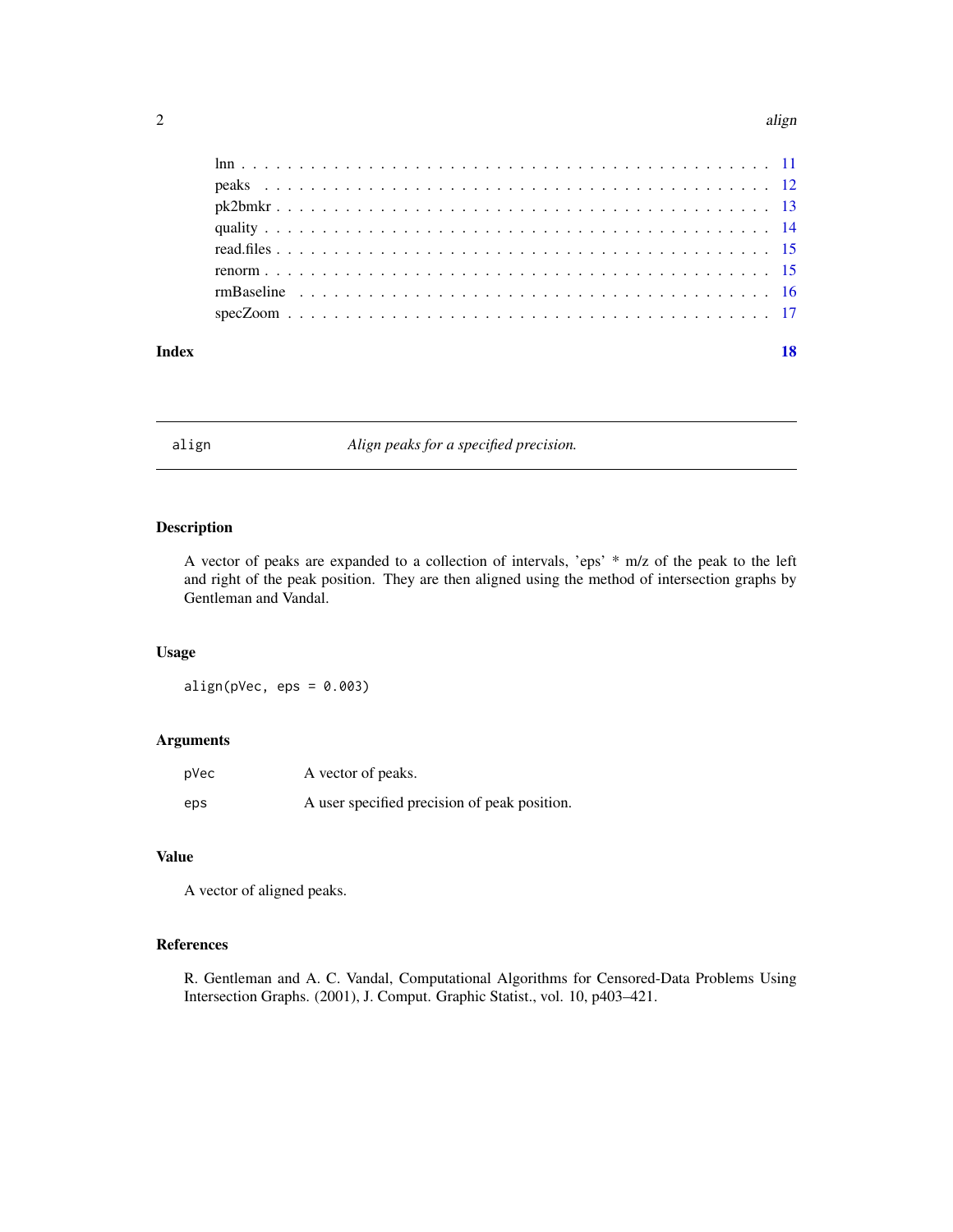lnn . . . . . . . . . . . . . . . . . . . . . . . . . . . . . . . . . . . . . . . . . . . 11
peaks . . . . . . . . . . . . . . . . . . . . . . . . . . . . . . . . . . . . . . . . . . 12
pk2bmkr . . . . . . . . . . . . . . . . . . . . . . . . . . . . . . . . . . . . . . . . . 13
quality . . . . . . . . . . . . . . . . . . . . . . . . . . . . . . . . . . . . . . . . . 14
read.files . . . . . . . . . . . . . . . . . . . . . . . . . . . . . . . . . . . . . . . . 15
renorm . . . . . . . . . . . . . . . . . . . . . . . . . . . . . . . . . . . . . . . . . 15
rmBaseline . . . . . . . . . . . . . . . . . . . . . . . . . . . . . . . . . . . . . . . 16
specZoom . . . . . . . . . . . . . . . . . . . . . . . . . . . . . . . . . . . . . . . . 17

**Index** **18**

---

## align — *Align peaks for a specified precision.*

### Description

A vector of peaks are expanded to a collection of intervals, 'eps' * m/z of the peak to the left and right of the peak position. They are then aligned using the method of intersection graphs by Gentleman and Vandal.

### Usage

```
align(pVec, eps = 0.003)
```

### Arguments

| | |
|---|---|
| pVec | A vector of peaks. |
| eps | A user specified precision of peak position. |

### Value

A vector of aligned peaks.

### References

R. Gentleman and A. C. Vandal, Computational Algorithms for Censored-Data Problems Using Intersection Graphs. (2001), J. Comput. Graphic Statist., vol. 10, p403–421.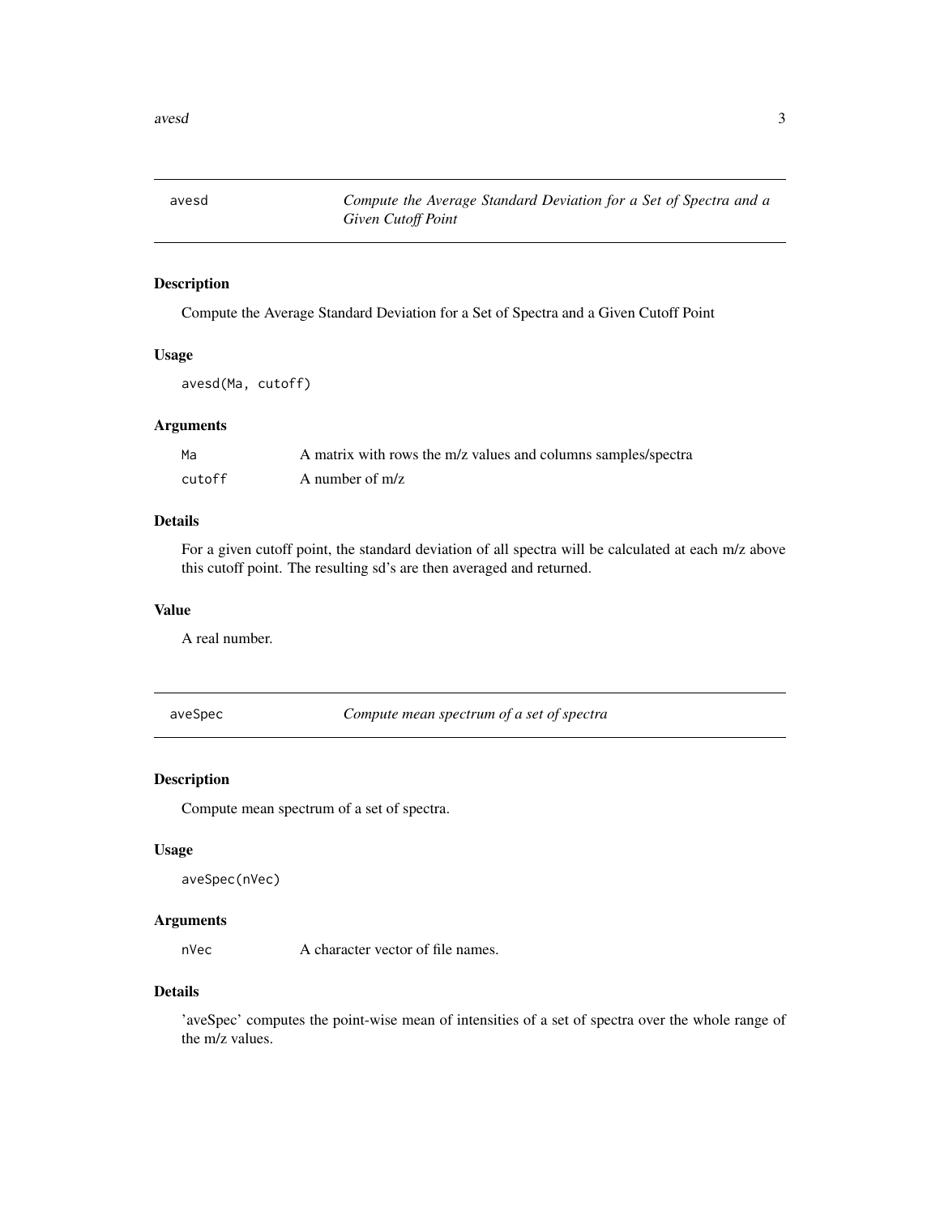## avesd — *Compute the Average Standard Deviation for a Set of Spectra and a Given Cutoff Point*

### Description

Compute the Average Standard Deviation for a Set of Spectra and a Given Cutoff Point

### Usage

```
avesd(Ma, cutoff)
```

### Arguments

| | |
|---|---|
| `Ma` | A matrix with rows the m/z values and columns samples/spectra |
| `cutoff` | A number of m/z |

### Details

For a given cutoff point, the standard deviation of all spectra will be calculated at each m/z above this cutoff point. The resulting sd's are then averaged and returned.

### Value

A real number.

## aveSpec — *Compute mean spectrum of a set of spectra*

### Description

Compute mean spectrum of a set of spectra.

### Usage

```
aveSpec(nVec)
```

### Arguments

| | |
|---|---|
| `nVec` | A character vector of file names. |

### Details

'aveSpec' computes the point-wise mean of intensities of a set of spectra over the whole range of the m/z values.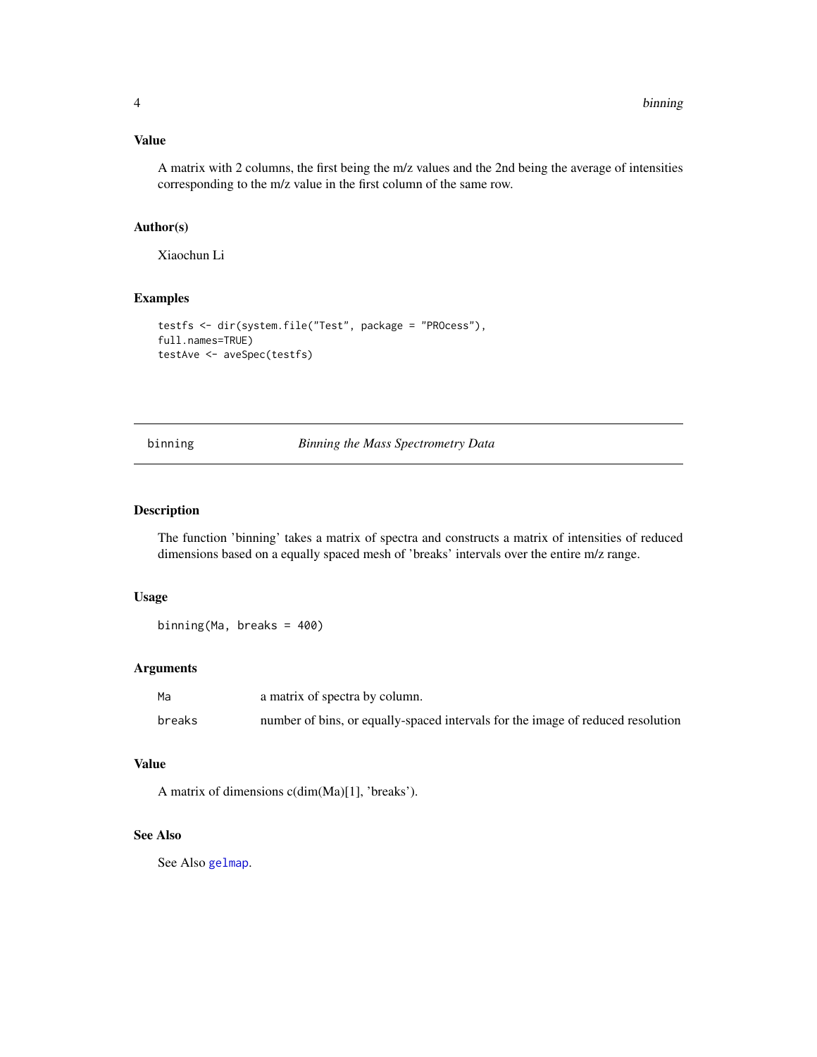### Value

A matrix with 2 columns, the first being the m/z values and the 2nd being the average of intensities corresponding to the m/z value in the first column of the same row.

### Author(s)

Xiaochun Li

### Examples

```
testfs <- dir(system.file("Test", package = "PROcess"),
full.names=TRUE)
testAve <- aveSpec(testfs)
```

---

## binning — *Binning the Mass Spectrometry Data*

---

### Description

The function 'binning' takes a matrix of spectra and constructs a matrix of intensities of reduced dimensions based on a equally spaced mesh of 'breaks' intervals over the entire m/z range.

### Usage

```
binning(Ma, breaks = 400)
```

### Arguments

| | |
|---|---|
| Ma | a matrix of spectra by column. |
| breaks | number of bins, or equally-spaced intervals for the image of reduced resolution |

### Value

A matrix of dimensions c(dim(Ma)[1], 'breaks').

### See Also

See Also gelmap.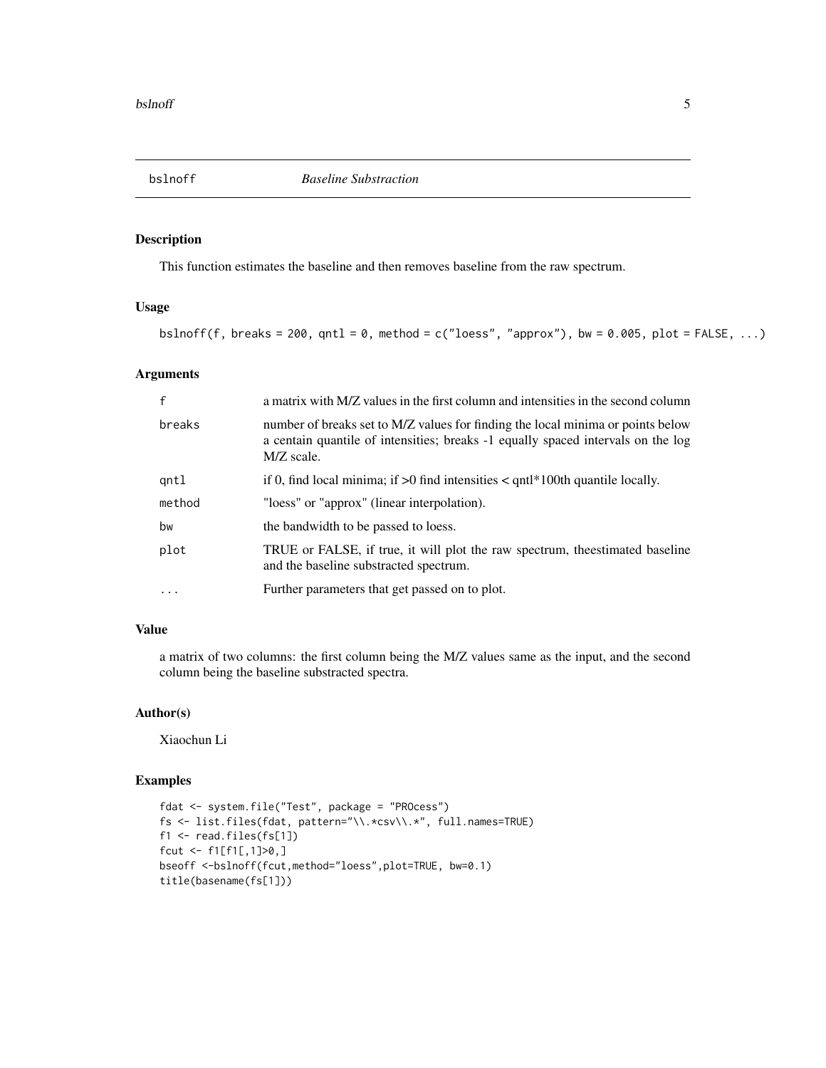# bslnoff — *Baseline Substraction*

## Description

This function estimates the baseline and then removes baseline from the raw spectrum.

## Usage

```
bslnoff(f, breaks = 200, qntl = 0, method = c("loess", "approx"), bw = 0.005, plot = FALSE, ...)
```

## Arguments

| | |
|---|---|
| f | a matrix with M/Z values in the first column and intensities in the second column |
| breaks | number of breaks set to M/Z values for finding the local minima or points below a centain quantile of intensities; breaks -1 equally spaced intervals on the log M/Z scale. |
| qntl | if 0, find local minima; if >0 find intensities < qntl*100th quantile locally. |
| method | "loess" or "approx" (linear interpolation). |
| bw | the bandwidth to be passed to loess. |
| plot | TRUE or FALSE, if true, it will plot the raw spectrum, theestimated baseline and the baseline substracted spectrum. |
| ... | Further parameters that get passed on to plot. |

## Value

a matrix of two columns: the first column being the M/Z values same as the input, and the second column being the baseline substracted spectra.

## Author(s)

Xiaochun Li

## Examples

```
fdat <- system.file("Test", package = "PROcess")
fs <- list.files(fdat, pattern="\\.*csv\\.*", full.names=TRUE)
f1 <- read.files(fs[1])
fcut <- f1[f1[,1]>0,]
bseoff <-bslnoff(fcut,method="loess",plot=TRUE, bw=0.1)
title(basename(fs[1]))
```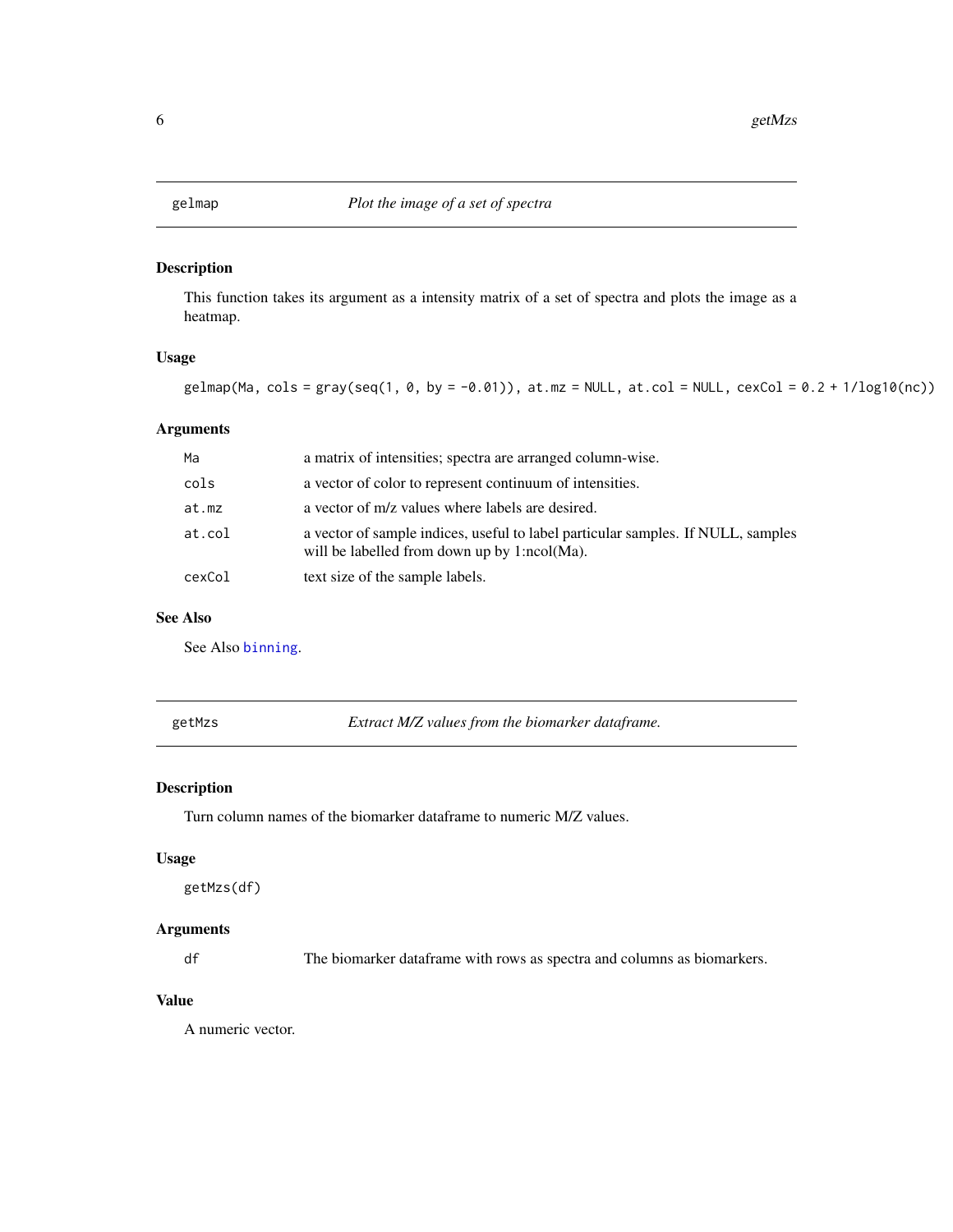## gelmap — *Plot the image of a set of spectra*

### Description

This function takes its argument as a intensity matrix of a set of spectra and plots the image as a heatmap.

### Usage

```
gelmap(Ma, cols = gray(seq(1, 0, by = -0.01)), at.mz = NULL, at.col = NULL, cexCol = 0.2 + 1/log10(nc))
```

### Arguments

| | |
|---|---|
| `Ma` | a matrix of intensities; spectra are arranged column-wise. |
| `cols` | a vector of color to represent continuum of intensities. |
| `at.mz` | a vector of m/z values where labels are desired. |
| `at.col` | a vector of sample indices, useful to label particular samples. If NULL, samples will be labelled from down up by 1:ncol(Ma). |
| `cexCol` | text size of the sample labels. |

### See Also

See Also `binning`.

## getMzs — *Extract M/Z values from the biomarker dataframe.*

### Description

Turn column names of the biomarker dataframe to numeric M/Z values.

### Usage

```
getMzs(df)
```

### Arguments

| | |
|---|---|
| `df` | The biomarker dataframe with rows as spectra and columns as biomarkers. |

### Value

A numeric vector.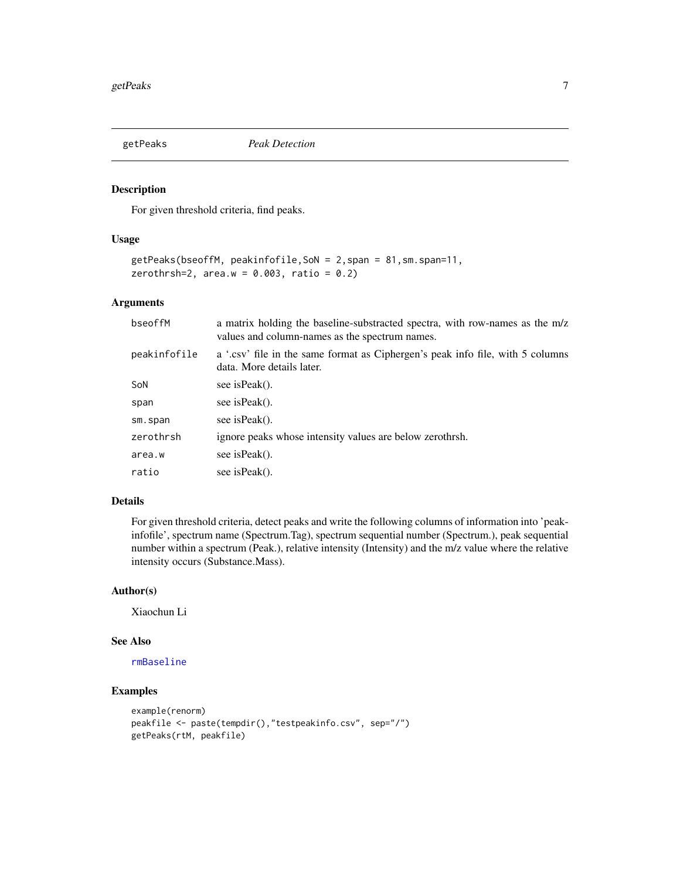## getPeaks *Peak Detection*

### Description

For given threshold criteria, find peaks.

### Usage

```
getPeaks(bseoffM, peakinfofile,SoN = 2,span = 81,sm.span=11,
zerothrsh=2, area.w = 0.003, ratio = 0.2)
```

### Arguments

| | |
|---|---|
| bseoffM | a matrix holding the baseline-substracted spectra, with row-names as the m/z values and column-names as the spectrum names. |
| peakinfofile | a '.csv' file in the same format as Ciphergen's peak info file, with 5 columns data. More details later. |
| SoN | see isPeak(). |
| span | see isPeak(). |
| sm.span | see isPeak(). |
| zerothrsh | ignore peaks whose intensity values are below zerothrsh. |
| area.w | see isPeak(). |
| ratio | see isPeak(). |

### Details

For given threshold criteria, detect peaks and write the following columns of information into 'peakinfofile', spectrum name (Spectrum.Tag), spectrum sequential number (Spectrum.), peak sequential number within a spectrum (Peak.), relative intensity (Intensity) and the m/z value where the relative intensity occurs (Substance.Mass).

### Author(s)

Xiaochun Li

### See Also

rmBaseline

### Examples

```
example(renorm)
peakfile <- paste(tempdir(),"testpeakinfo.csv", sep="/")
getPeaks(rtM, peakfile)
```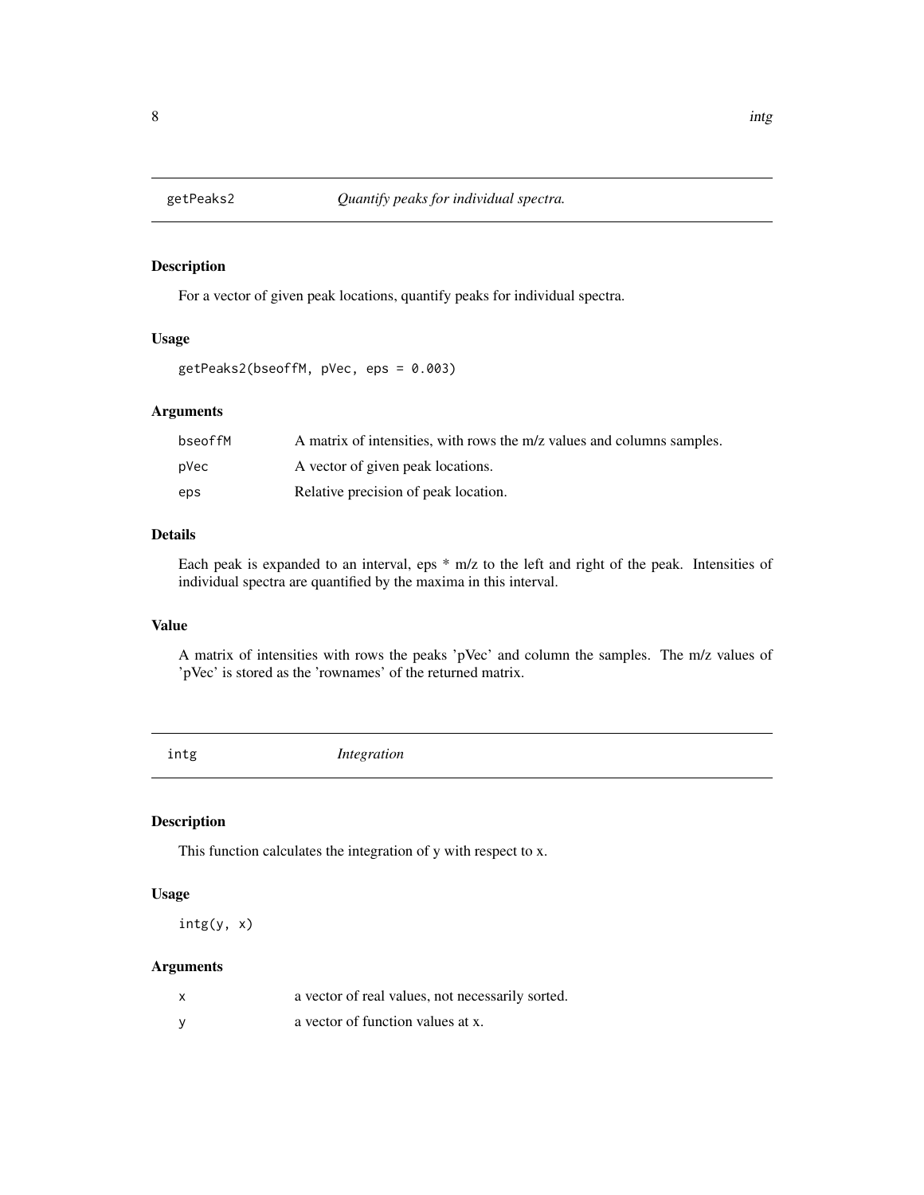## getPeaks2 — *Quantify peaks for individual spectra.*

### Description

For a vector of given peak locations, quantify peaks for individual spectra.

### Usage

```
getPeaks2(bseoffM, pVec, eps = 0.003)
```

### Arguments

| | |
|---|---|
| `bseoffM` | A matrix of intensities, with rows the m/z values and columns samples. |
| `pVec` | A vector of given peak locations. |
| `eps` | Relative precision of peak location. |

### Details

Each peak is expanded to an interval, eps * m/z to the left and right of the peak. Intensities of individual spectra are quantified by the maxima in this interval.

### Value

A matrix of intensities with rows the peaks 'pVec' and column the samples. The m/z values of 'pVec' is stored as the 'rownames' of the returned matrix.

## intg — *Integration*

### Description

This function calculates the integration of y with respect to x.

### Usage

```
intg(y, x)
```

### Arguments

| | |
|---|---|
| `x` | a vector of real values, not necessarily sorted. |
| `y` | a vector of function values at x. |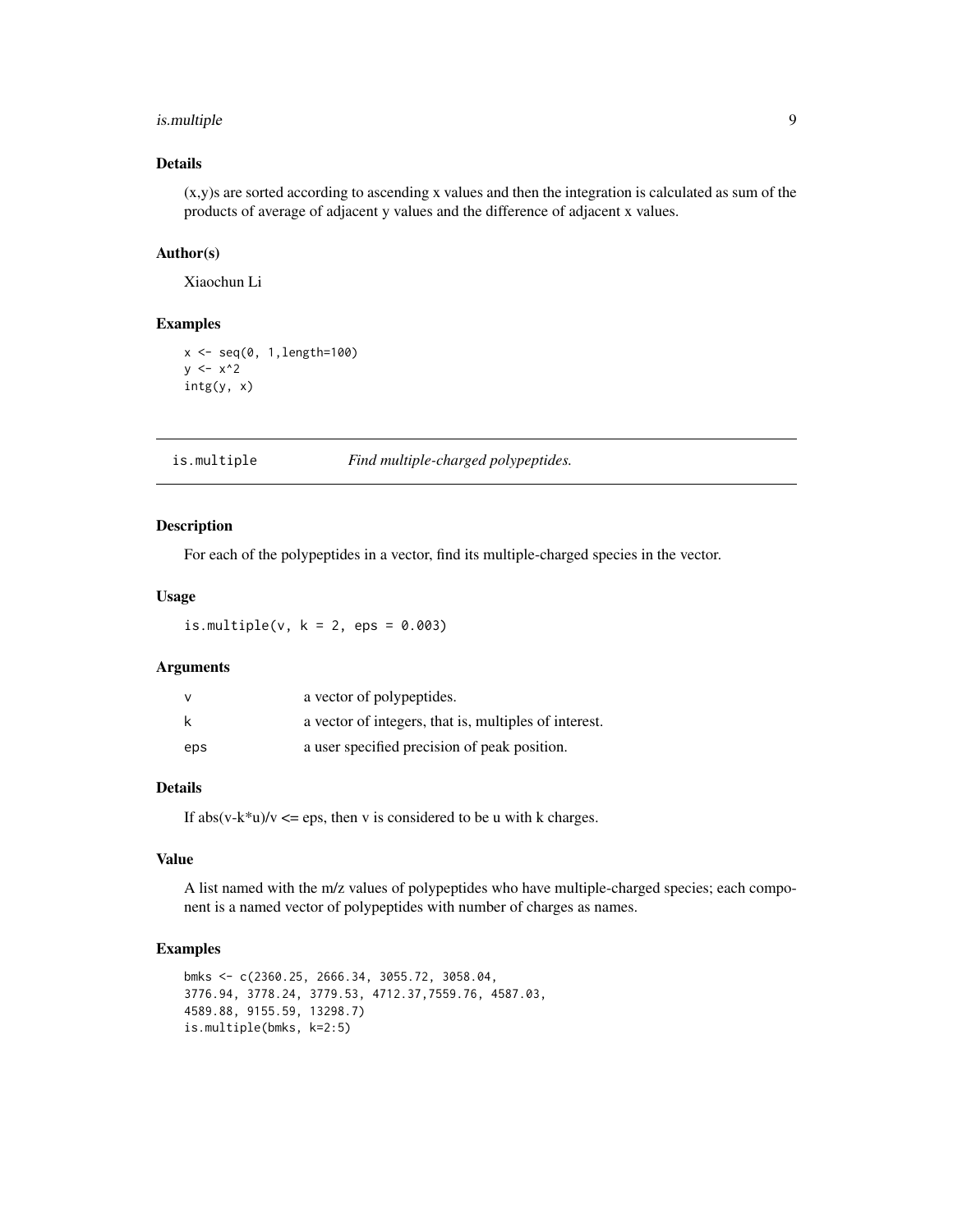### Details

(x,y)s are sorted according to ascending x values and then the integration is calculated as sum of the products of average of adjacent y values and the difference of adjacent x values.

### Author(s)

Xiaochun Li

### Examples

```
x <- seq(0, 1,length=100)
y <- x^2
intg(y, x)
```

---

## is.multiple — *Find multiple-charged polypeptides.*

---

### Description

For each of the polypeptides in a vector, find its multiple-charged species in the vector.

### Usage

```
is.multiple(v, k = 2, eps = 0.003)
```

### Arguments

| | |
|---|---|
| v | a vector of polypeptides. |
| k | a vector of integers, that is, multiples of interest. |
| eps | a user specified precision of peak position. |

### Details

If abs(v-k*u)/v <= eps, then v is considered to be u with k charges.

### Value

A list named with the m/z values of polypeptides who have multiple-charged species; each component is a named vector of polypeptides with number of charges as names.

### Examples

```
bmks <- c(2360.25, 2666.34, 3055.72, 3058.04,
3776.94, 3778.24, 3779.53, 4712.37,7559.76, 4587.03,
4589.88, 9155.59, 13298.7)
is.multiple(bmks, k=2:5)
```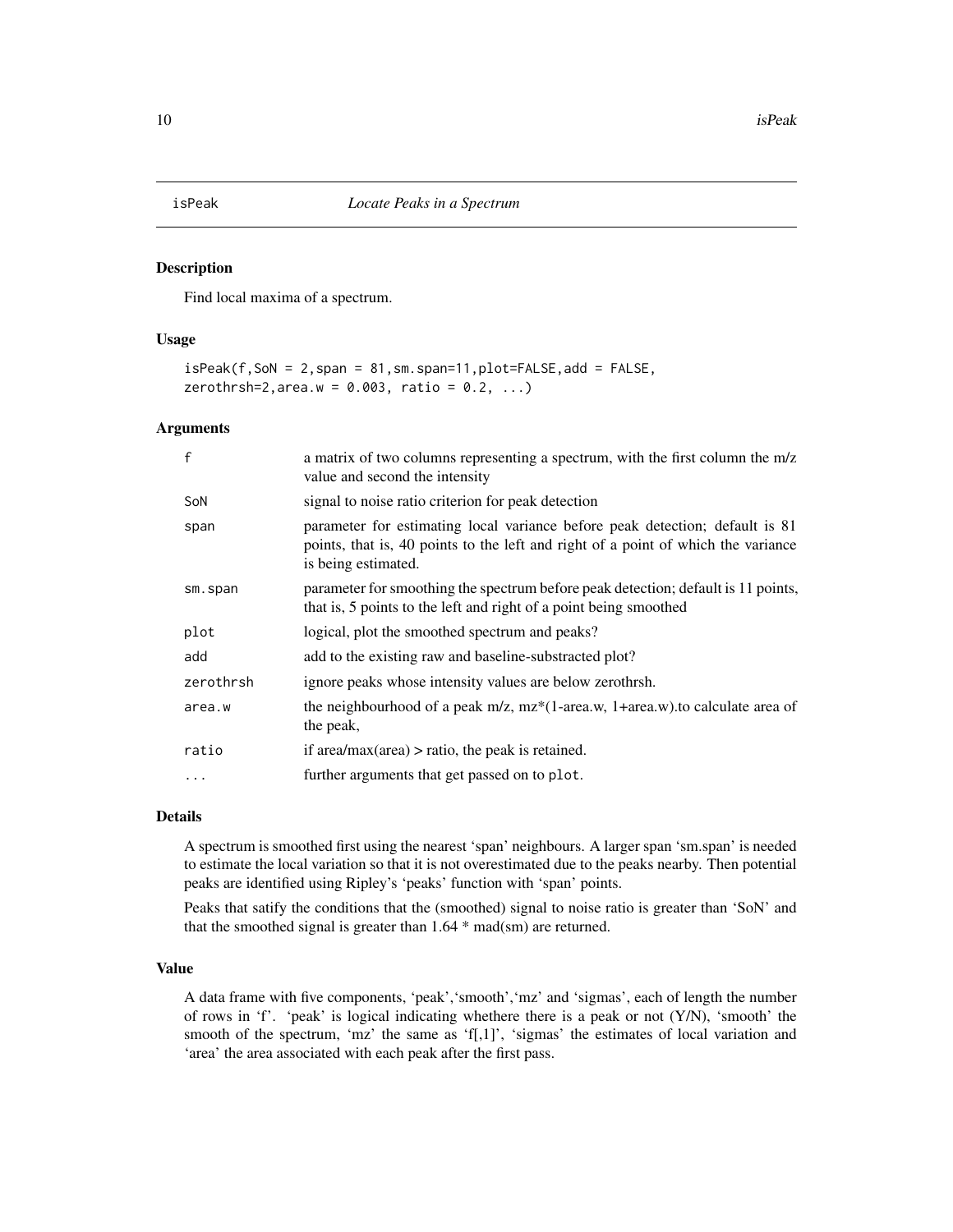# isPeak    *Locate Peaks in a Spectrum*

## Description

Find local maxima of a spectrum.

## Usage

```
isPeak(f,SoN = 2,span = 81,sm.span=11,plot=FALSE,add = FALSE,
zerothrsh=2,area.w = 0.003, ratio = 0.2, ...)
```

## Arguments

| | |
|---|---|
| f | a matrix of two columns representing a spectrum, with the first column the m/z value and second the intensity |
| SoN | signal to noise ratio criterion for peak detection |
| span | parameter for estimating local variance before peak detection; default is 81 points, that is, 40 points to the left and right of a point of which the variance is being estimated. |
| sm.span | parameter for smoothing the spectrum before peak detection; default is 11 points, that is, 5 points to the left and right of a point being smoothed |
| plot | logical, plot the smoothed spectrum and peaks? |
| add | add to the existing raw and baseline-substracted plot? |
| zerothrsh | ignore peaks whose intensity values are below zerothrsh. |
| area.w | the neighbourhood of a peak m/z, mz*(1-area.w, 1+area.w).to calculate area of the peak, |
| ratio | if area/max(area) > ratio, the peak is retained. |
| ... | further arguments that get passed on to `plot`. |

## Details

A spectrum is smoothed first using the nearest 'span' neighbours. A larger span 'sm.span' is needed to estimate the local variation so that it is not overestimated due to the peaks nearby. Then potential peaks are identified using Ripley's 'peaks' function with 'span' points.

Peaks that satify the conditions that the (smoothed) signal to noise ratio is greater than 'SoN' and that the smoothed signal is greater than 1.64 * mad(sm) are returned.

## Value

A data frame with five components, 'peak','smooth','mz' and 'sigmas', each of length the number of rows in 'f'. 'peak' is logical indicating whethere there is a peak or not (Y/N), 'smooth' the smooth of the spectrum, 'mz' the same as 'f[,1]', 'sigmas' the estimates of local variation and 'area' the area associated with each peak after the first pass.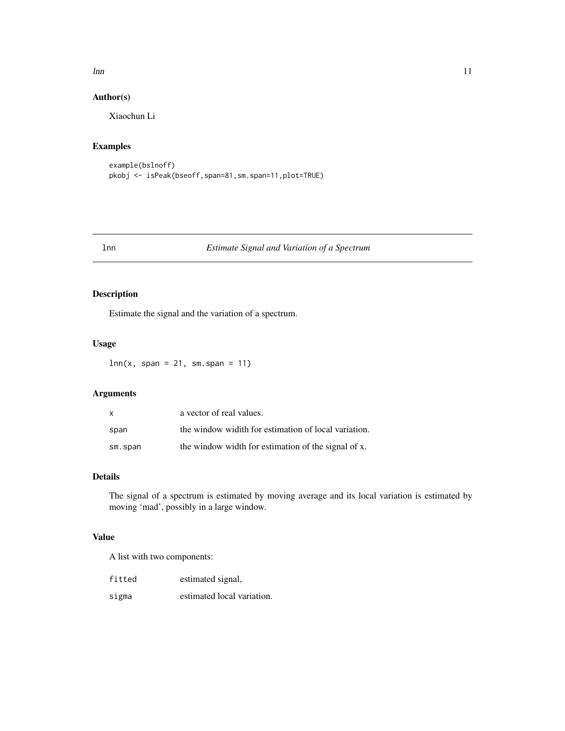## Author(s)

Xiaochun Li

## Examples

```
example(bslnoff)
pkobj <- isPeak(bseoff,span=81,sm.span=11,plot=TRUE)
```

---

# lnn — *Estimate Signal and Variation of a Spectrum*

## Description

Estimate the signal and the variation of a spectrum.

## Usage

```
lnn(x, span = 21, sm.span = 11)
```

## Arguments

| | |
|---|---|
| x | a vector of real values. |
| span | the window widith for estimation of local variation. |
| sm.span | the window width for estimation of the signal of x. |

## Details

The signal of a spectrum is estimated by moving average and its local variation is estimated by moving 'mad', possibly in a large window.

## Value

A list with two components:

| | |
|---|---|
| fitted | estimated signal, |
| sigma | estimated local variation. |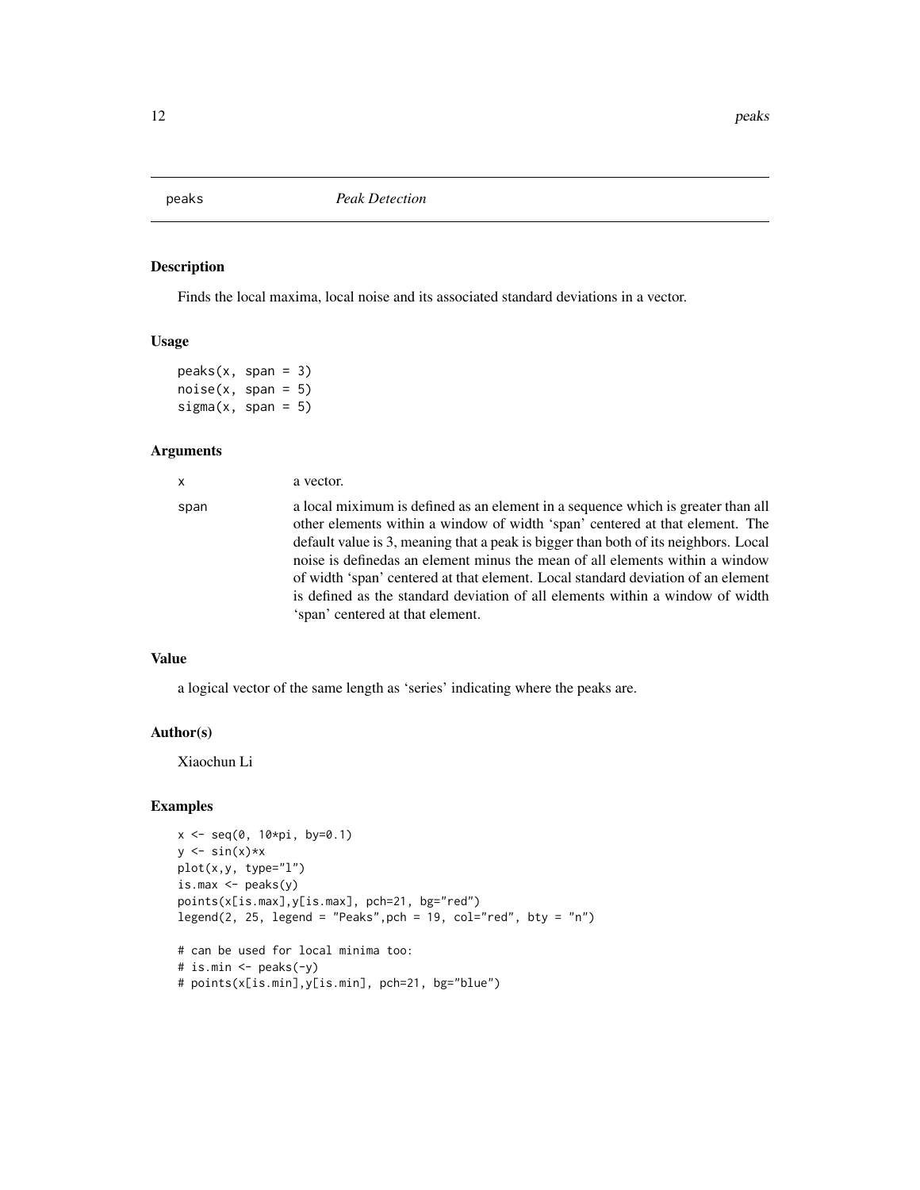## peaks — *Peak Detection*

### Description

Finds the local maxima, local noise and its associated standard deviations in a vector.

### Usage

```
peaks(x, span = 3)
noise(x, span = 5)
sigma(x, span = 5)
```

### Arguments

| | |
|---|---|
| x | a vector. |
| span | a local miximum is defined as an element in a sequence which is greater than all other elements within a window of width 'span' centered at that element. The default value is 3, meaning that a peak is bigger than both of its neighbors. Local noise is definedas an element minus the mean of all elements within a window of width 'span' centered at that element. Local standard deviation of an element is defined as the standard deviation of all elements within a window of width 'span' centered at that element. |

### Value

a logical vector of the same length as 'series' indicating where the peaks are.

### Author(s)

Xiaochun Li

### Examples

```
x <- seq(0, 10*pi, by=0.1)
y <- sin(x)*x
plot(x,y, type="l")
is.max <- peaks(y)
points(x[is.max],y[is.max], pch=21, bg="red")
legend(2, 25, legend = "Peaks",pch = 19, col="red", bty = "n")

# can be used for local minima too:
# is.min <- peaks(-y)
# points(x[is.min],y[is.min], pch=21, bg="blue")
```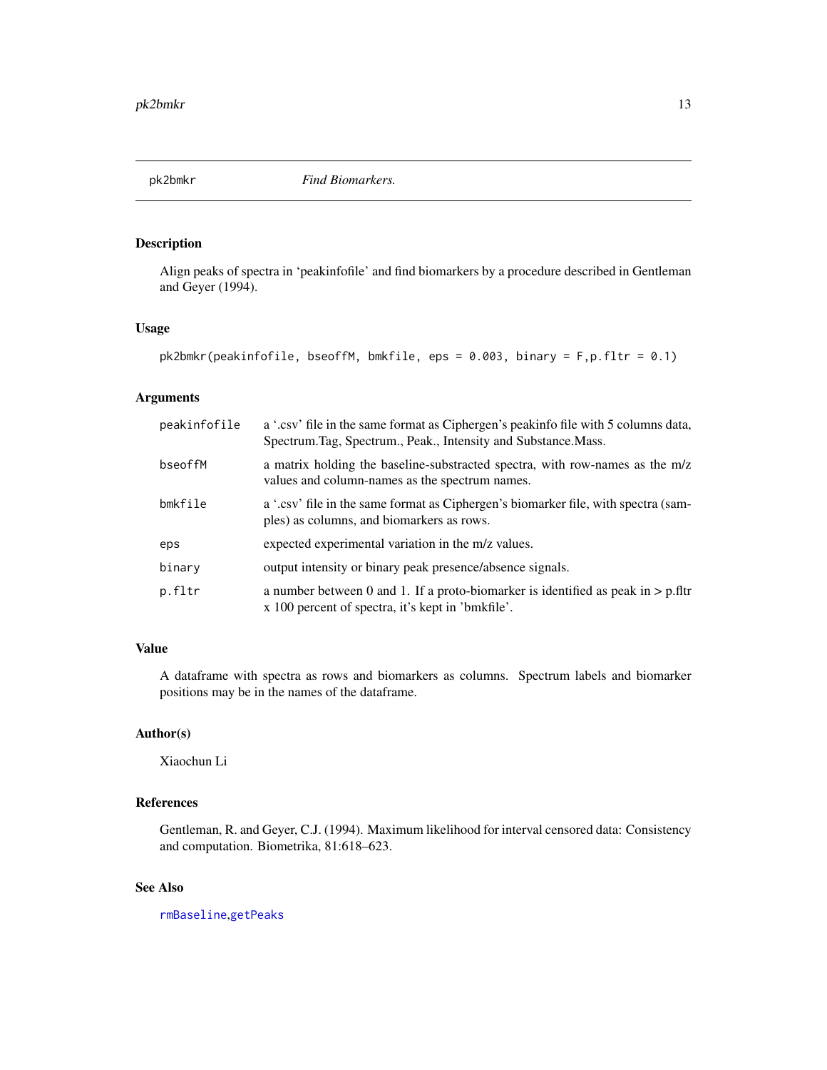pk2bmkr *Find Biomarkers.*

## Description

Align peaks of spectra in 'peakinfofile' and find biomarkers by a procedure described in Gentleman and Geyer (1994).

## Usage

```
pk2bmkr(peakinfofile, bseoffM, bmkfile, eps = 0.003, binary = F,p.fltr = 0.1)
```

## Arguments

| | |
|---|---|
| `peakinfofile` | a '.csv' file in the same format as Ciphergen's peakinfo file with 5 columns data, Spectrum.Tag, Spectrum., Peak., Intensity and Substance.Mass. |
| `bseoffM` | a matrix holding the baseline-substracted spectra, with row-names as the m/z values and column-names as the spectrum names. |
| `bmkfile` | a '.csv' file in the same format as Ciphergen's biomarker file, with spectra (samples) as columns, and biomarkers as rows. |
| `eps` | expected experimental variation in the m/z values. |
| `binary` | output intensity or binary peak presence/absence signals. |
| `p.fltr` | a number between 0 and 1. If a proto-biomarker is identified as peak in > p.fltr x 100 percent of spectra, it's kept in 'bmkfile'. |

## Value

A dataframe with spectra as rows and biomarkers as columns. Spectrum labels and biomarker positions may be in the names of the dataframe.

## Author(s)

Xiaochun Li

## References

Gentleman, R. and Geyer, C.J. (1994). Maximum likelihood for interval censored data: Consistency and computation. Biometrika, 81:618–623.

## See Also

`rmBaseline`,`getPeaks`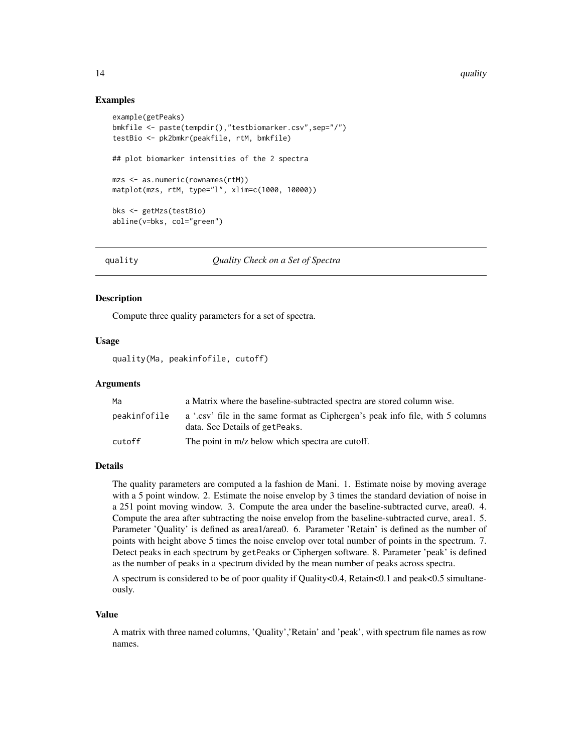### Examples

```
example(getPeaks)
bmkfile <- paste(tempdir(),"testbiomarker.csv",sep="/")
testBio <- pk2bmkr(peakfile, rtM, bmkfile)

## plot biomarker intensities of the 2 spectra

mzs <- as.numeric(rownames(rtM))
matplot(mzs, rtM, type="l", xlim=c(1000, 10000))

bks <- getMzs(testBio)
abline(v=bks, col="green")
```

---

## quality — *Quality Check on a Set of Spectra*

---

### Description

Compute three quality parameters for a set of spectra.

### Usage

```
quality(Ma, peakinfofile, cutoff)
```

### Arguments

| | |
|---|---|
| `Ma` | a Matrix where the baseline-subtracted spectra are stored column wise. |
| `peakinfofile` | a '.csv' file in the same format as Ciphergen's peak info file, with 5 columns data. See Details of `getPeaks`. |
| `cutoff` | The point in m/z below which spectra are cutoff. |

### Details

The quality parameters are computed a la fashion de Mani. 1. Estimate noise by moving average with a 5 point window. 2. Estimate the noise envelop by 3 times the standard deviation of noise in a 251 point moving window. 3. Compute the area under the baseline-subtracted curve, area0. 4. Compute the area after subtracting the noise envelop from the baseline-subtracted curve, area1. 5. Parameter 'Quality' is defined as area1/area0. 6. Parameter 'Retain' is defined as the number of points with height above 5 times the noise envelop over total number of points in the spectrum. 7. Detect peaks in each spectrum by `getPeaks` or Ciphergen software. 8. Parameter 'peak' is defined as the number of peaks in a spectrum divided by the mean number of peaks across spectra.

A spectrum is considered to be of poor quality if Quality<0.4, Retain<0.1 and peak<0.5 simultaneously.

### Value

A matrix with three named columns, 'Quality','Retain' and 'peak', with spectrum file names as row names.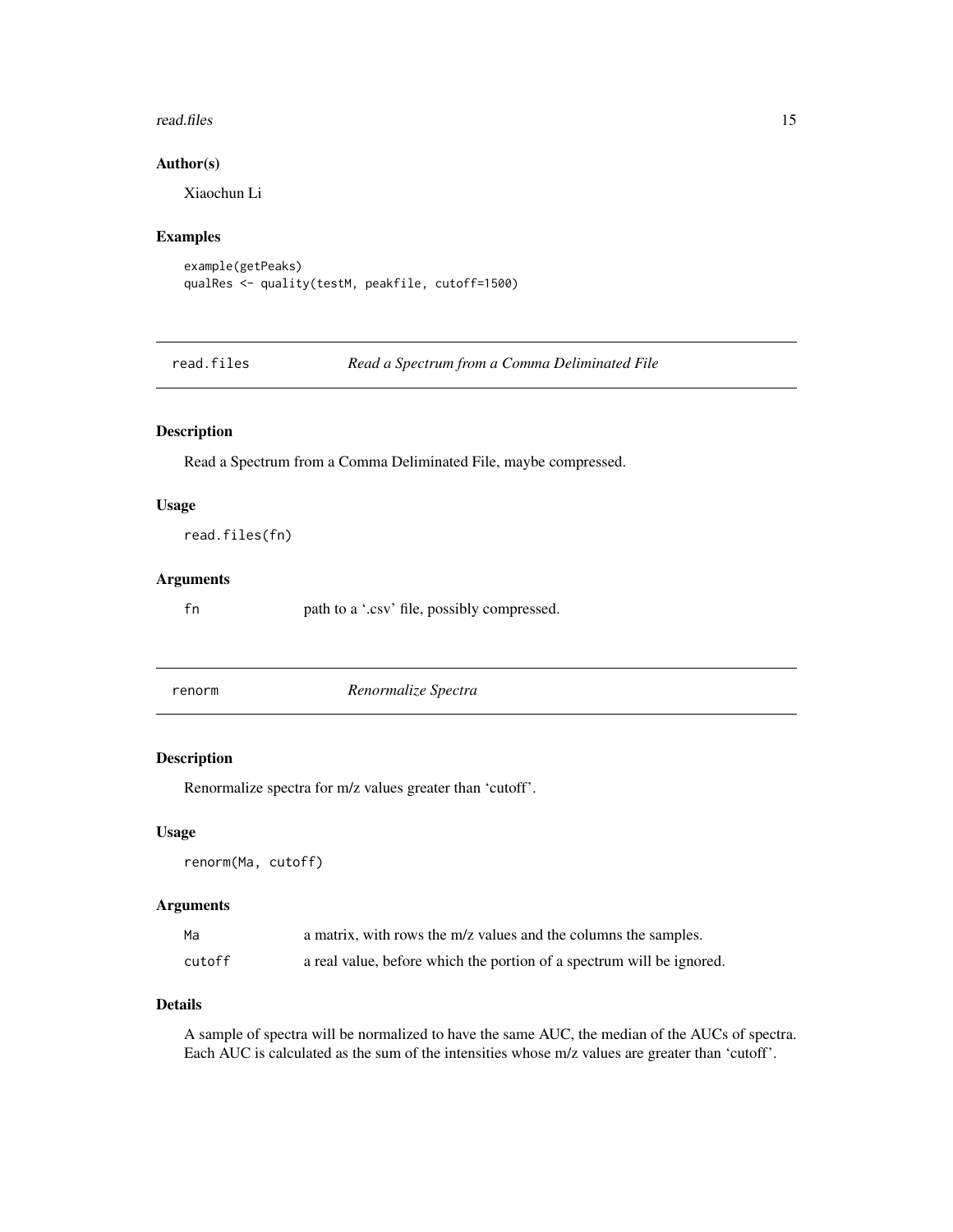### Author(s)

Xiaochun Li

### Examples

```
example(getPeaks)
qualRes <- quality(testM, peakfile, cutoff=1500)
```

---

## read.files *Read a Spectrum from a Comma Deliminated File*

### Description

Read a Spectrum from a Comma Deliminated File, maybe compressed.

### Usage

```
read.files(fn)
```

### Arguments

| | |
|---|---|
| fn | path to a '.csv' file, possibly compressed. |

---

## renorm *Renormalize Spectra*

### Description

Renormalize spectra for m/z values greater than 'cutoff'.

### Usage

```
renorm(Ma, cutoff)
```

### Arguments

| | |
|---|---|
| Ma | a matrix, with rows the m/z values and the columns the samples. |
| cutoff | a real value, before which the portion of a spectrum will be ignored. |

### Details

A sample of spectra will be normalized to have the same AUC, the median of the AUCs of spectra. Each AUC is calculated as the sum of the intensities whose m/z values are greater than 'cutoff'.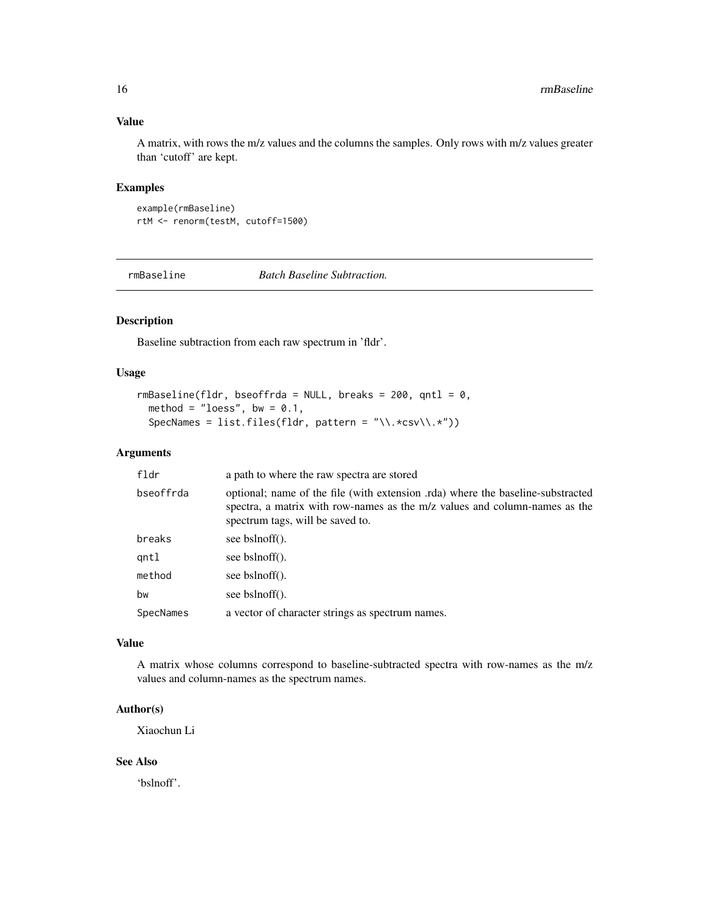### Value

A matrix, with rows the m/z values and the columns the samples. Only rows with m/z values greater than 'cutoff' are kept.

### Examples

```
example(rmBaseline)
rtM <- renorm(testM, cutoff=1500)
```

## rmBaseline *Batch Baseline Subtraction.*

### Description

Baseline subtraction from each raw spectrum in 'fldr'.

### Usage

```
rmBaseline(fldr, bseoffrda = NULL, breaks = 200, qntl = 0,
  method = "loess", bw = 0.1,
  SpecNames = list.files(fldr, pattern = "\\.*csv\\.*"))
```

### Arguments

| | |
|---|---|
| fldr | a path to where the raw spectra are stored |
| bseoffrda | optional; name of the file (with extension .rda) where the baseline-substracted spectra, a matrix with row-names as the m/z values and column-names as the spectrum tags, will be saved to. |
| breaks | see bslnoff(). |
| qntl | see bslnoff(). |
| method | see bslnoff(). |
| bw | see bslnoff(). |
| SpecNames | a vector of character strings as spectrum names. |

### Value

A matrix whose columns correspond to baseline-subtracted spectra with row-names as the m/z values and column-names as the spectrum names.

### Author(s)

Xiaochun Li

### See Also

'bslnoff'.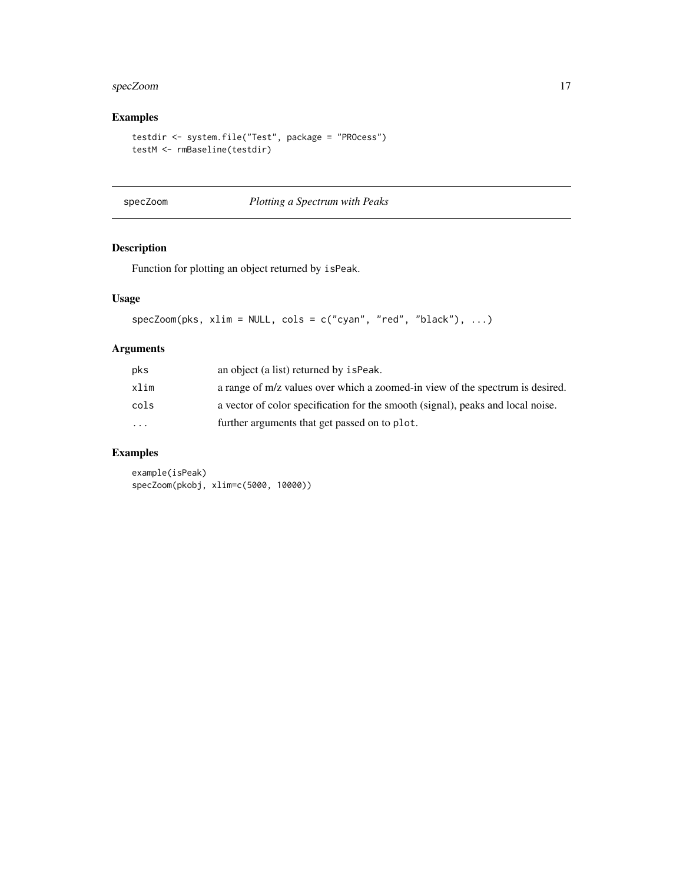## Examples

```
testdir <- system.file("Test", package = "PROcess")
testM <- rmBaseline(testdir)
```

---

# specZoom — *Plotting a Spectrum with Peaks*

## Description

Function for plotting an object returned by isPeak.

## Usage

```
specZoom(pks, xlim = NULL, cols = c("cyan", "red", "black"), ...)
```

## Arguments

| | |
|---|---|
| pks | an object (a list) returned by isPeak. |
| xlim | a range of m/z values over which a zoomed-in view of the spectrum is desired. |
| cols | a vector of color specification for the smooth (signal), peaks and local noise. |
| ... | further arguments that get passed on to plot. |

## Examples

```
example(isPeak)
specZoom(pkobj, xlim=c(5000, 10000))
```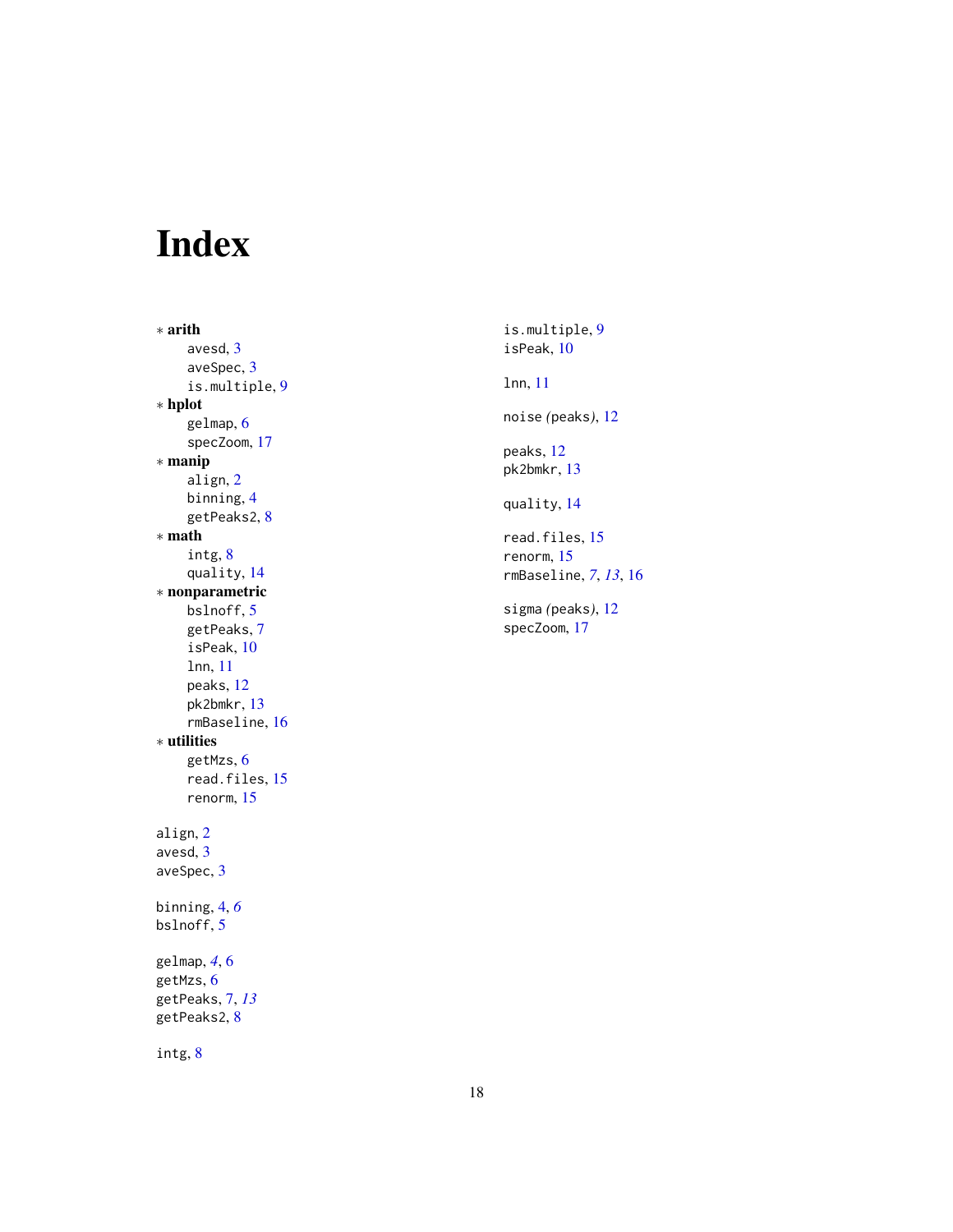# Index

∗ **arith**
- avesd, 3
- aveSpec, 3
- is.multiple, 9

∗ **hplot**
- gelmap, 6
- specZoom, 17

∗ **manip**
- align, 2
- binning, 4
- getPeaks2, 8

∗ **math**
- intg, 8
- quality, 14

∗ **nonparametric**
- bslnoff, 5
- getPeaks, 7
- isPeak, 10
- lnn, 11
- peaks, 12
- pk2bmkr, 13
- rmBaseline, 16

∗ **utilities**
- getMzs, 6
- read.files, 15
- renorm, 15

align, 2
avesd, 3
aveSpec, 3

binning, 4, *6*
bslnoff, 5

gelmap, *4*, 6
getMzs, 6
getPeaks, 7, *13*
getPeaks2, 8

intg, 8

is.multiple, 9
isPeak, 10

lnn, 11

noise *(peaks)*, 12

peaks, 12
pk2bmkr, 13

quality, 14

read.files, 15
renorm, 15
rmBaseline, *7*, *13*, 16

sigma *(peaks)*, 12
specZoom, 17